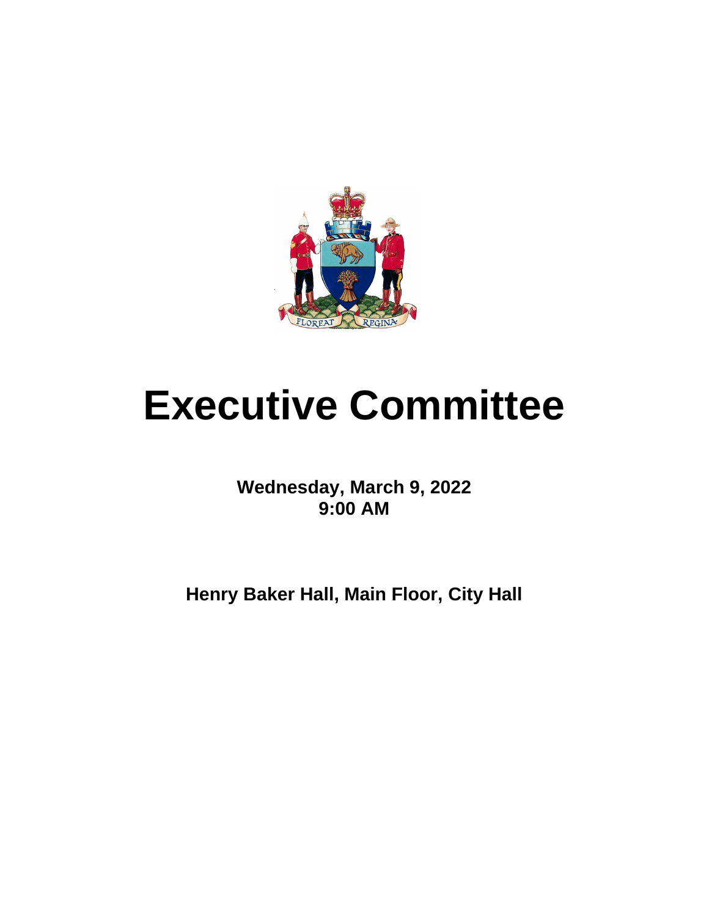# Executive Committee

**Wednesday, March 9, 2022**
**9:00 AM**

**Henry Baker Hall, Main Floor, City Hall**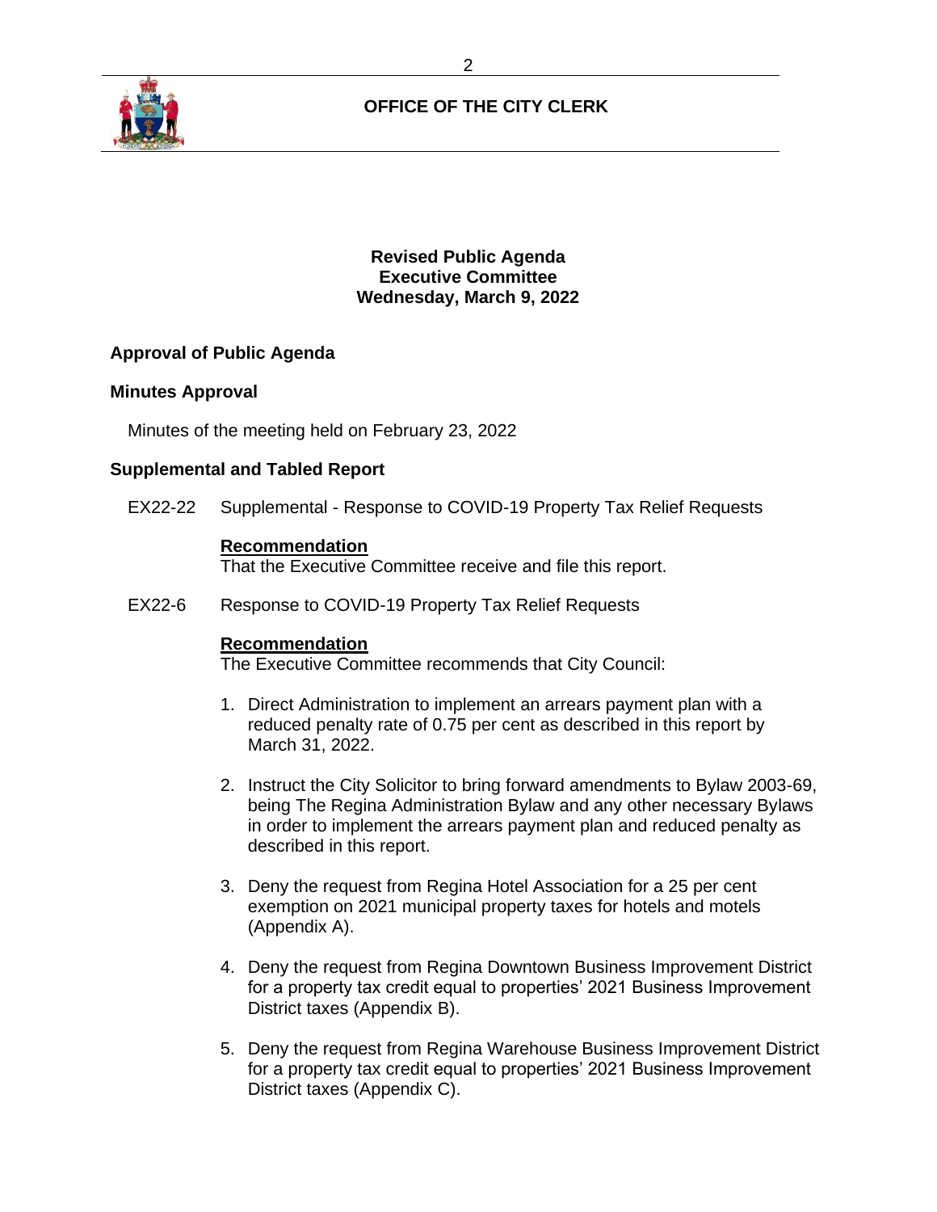## OFFICE OF THE CITY CLERK

**Revised Public Agenda**
**Executive Committee**
**Wednesday, March 9, 2022**

### Approval of Public Agenda

### Minutes Approval

Minutes of the meeting held on February 23, 2022

### Supplemental and Tabled Report

EX22-22 Supplemental - Response to COVID-19 Property Tax Relief Requests

**Recommendation**
That the Executive Committee receive and file this report.

EX22-6 Response to COVID-19 Property Tax Relief Requests

**Recommendation**
The Executive Committee recommends that City Council:

1. Direct Administration to implement an arrears payment plan with a reduced penalty rate of 0.75 per cent as described in this report by March 31, 2022.

2. Instruct the City Solicitor to bring forward amendments to Bylaw 2003-69, being The Regina Administration Bylaw and any other necessary Bylaws in order to implement the arrears payment plan and reduced penalty as described in this report.

3. Deny the request from Regina Hotel Association for a 25 per cent exemption on 2021 municipal property taxes for hotels and motels (Appendix A).

4. Deny the request from Regina Downtown Business Improvement District for a property tax credit equal to properties' 2021 Business Improvement District taxes (Appendix B).

5. Deny the request from Regina Warehouse Business Improvement District for a property tax credit equal to properties' 2021 Business Improvement District taxes (Appendix C).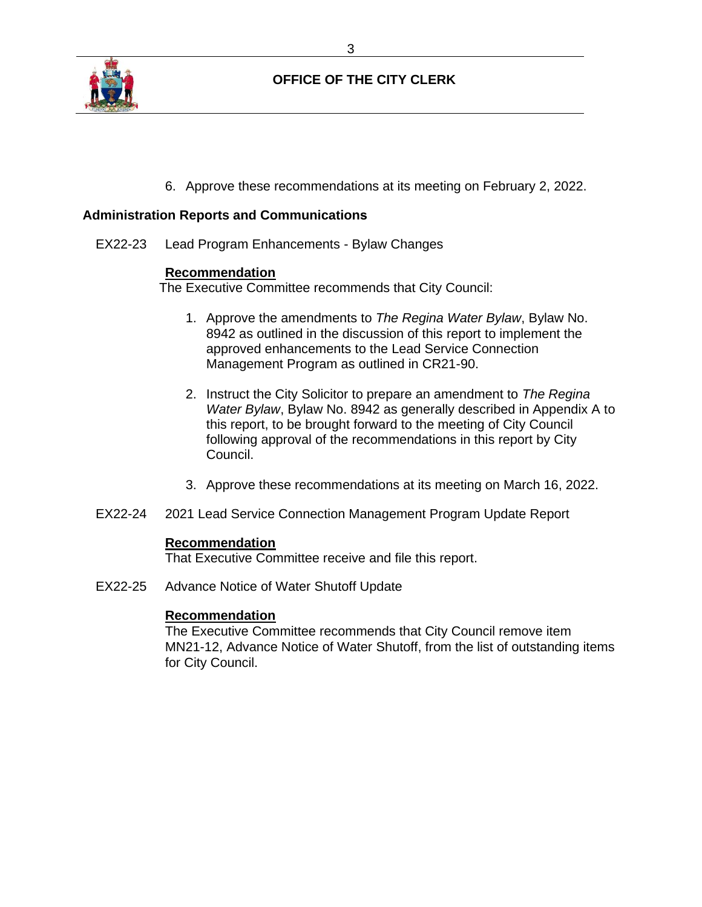6. Approve these recommendations at its meeting on February 2, 2022.

## Administration Reports and Communications

EX22-23 Lead Program Enhancements - Bylaw Changes

**Recommendation**

The Executive Committee recommends that City Council:

1. Approve the amendments to *The Regina Water Bylaw*, Bylaw No. 8942 as outlined in the discussion of this report to implement the approved enhancements to the Lead Service Connection Management Program as outlined in CR21-90.

2. Instruct the City Solicitor to prepare an amendment to *The Regina Water Bylaw*, Bylaw No. 8942 as generally described in Appendix A to this report, to be brought forward to the meeting of City Council following approval of the recommendations in this report by City Council.

3. Approve these recommendations at its meeting on March 16, 2022.

EX22-24 2021 Lead Service Connection Management Program Update Report

**Recommendation**

That Executive Committee receive and file this report.

EX22-25 Advance Notice of Water Shutoff Update

**Recommendation**

The Executive Committee recommends that City Council remove item MN21-12, Advance Notice of Water Shutoff, from the list of outstanding items for City Council.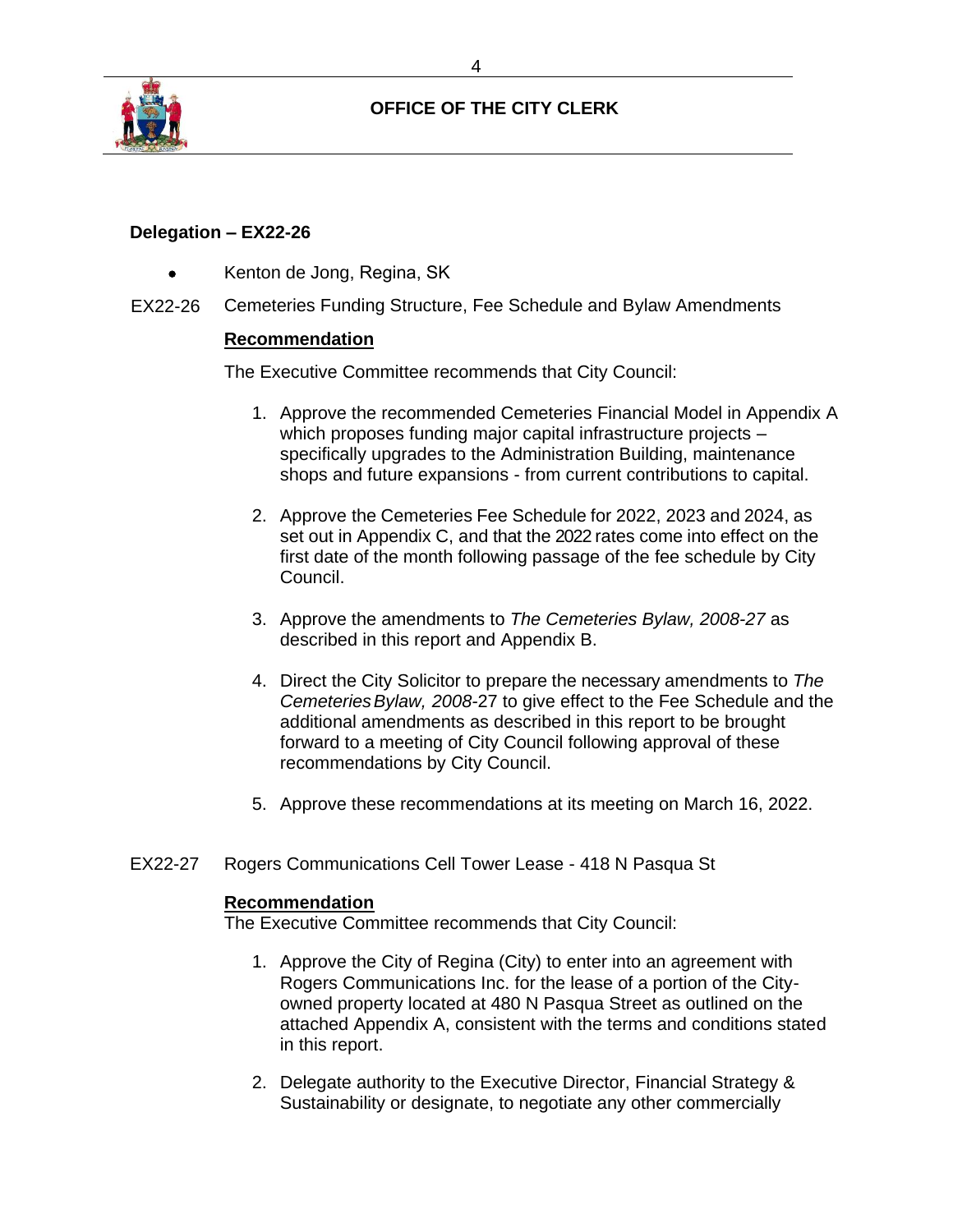**OFFICE OF THE CITY CLERK**

**Delegation – EX22-26**

- Kenton de Jong, Regina, SK

EX22-26 Cemeteries Funding Structure, Fee Schedule and Bylaw Amendments

**Recommendation**

The Executive Committee recommends that City Council:

1. Approve the recommended Cemeteries Financial Model in Appendix A which proposes funding major capital infrastructure projects – specifically upgrades to the Administration Building, maintenance shops and future expansions - from current contributions to capital.

2. Approve the Cemeteries Fee Schedule for 2022, 2023 and 2024, as set out in Appendix C, and that the 2022 rates come into effect on the first date of the month following passage of the fee schedule by City Council.

3. Approve the amendments to *The Cemeteries Bylaw, 2008-27* as described in this report and Appendix B.

4. Direct the City Solicitor to prepare the necessary amendments to *The Cemeteries Bylaw, 2008*-27 to give effect to the Fee Schedule and the additional amendments as described in this report to be brought forward to a meeting of City Council following approval of these recommendations by City Council.

5. Approve these recommendations at its meeting on March 16, 2022.

EX22-27 Rogers Communications Cell Tower Lease - 418 N Pasqua St

**Recommendation**

The Executive Committee recommends that City Council:

1. Approve the City of Regina (City) to enter into an agreement with Rogers Communications Inc. for the lease of a portion of the City-owned property located at 480 N Pasqua Street as outlined on the attached Appendix A, consistent with the terms and conditions stated in this report.

2. Delegate authority to the Executive Director, Financial Strategy & Sustainability or designate, to negotiate any other commercially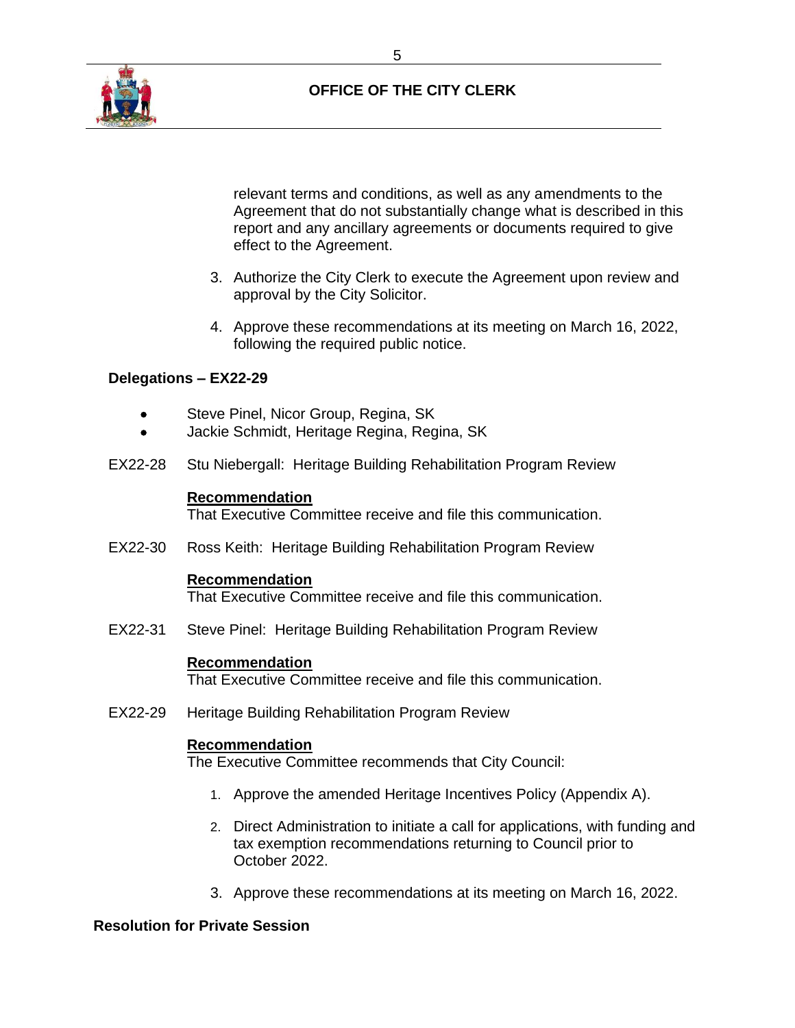relevant terms and conditions, as well as any amendments to the Agreement that do not substantially change what is described in this report and any ancillary agreements or documents required to give effect to the Agreement.

3. Authorize the City Clerk to execute the Agreement upon review and approval by the City Solicitor.

4. Approve these recommendations at its meeting on March 16, 2022, following the required public notice.

**Delegations – EX22-29**

- Steve Pinel, Nicor Group, Regina, SK
- Jackie Schmidt, Heritage Regina, Regina, SK

EX22-28 Stu Niebergall: Heritage Building Rehabilitation Program Review

**Recommendation**
That Executive Committee receive and file this communication.

EX22-30 Ross Keith: Heritage Building Rehabilitation Program Review

**Recommendation**
That Executive Committee receive and file this communication.

EX22-31 Steve Pinel: Heritage Building Rehabilitation Program Review

**Recommendation**
That Executive Committee receive and file this communication.

EX22-29 Heritage Building Rehabilitation Program Review

**Recommendation**
The Executive Committee recommends that City Council:

1. Approve the amended Heritage Incentives Policy (Appendix A).

2. Direct Administration to initiate a call for applications, with funding and tax exemption recommendations returning to Council prior to October 2022.

3. Approve these recommendations at its meeting on March 16, 2022.

**Resolution for Private Session**